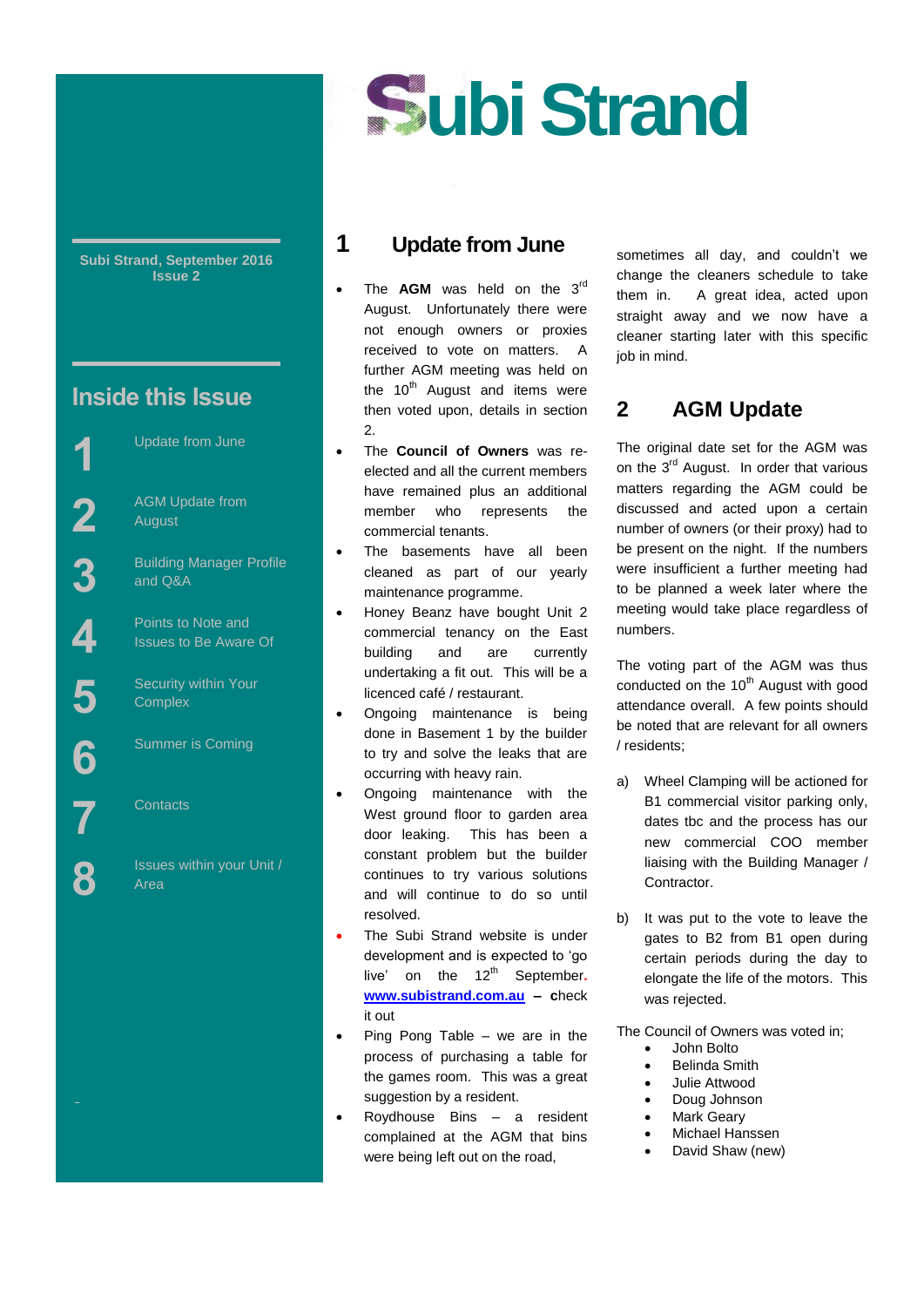# Subi Strand

**Subi Strand, September 2016**
**Issue 2**

## Inside this Issue

1. Update from June
2. AGM Update from August
3. Building Manager Profile and Q&A
4. Points to Note and Issues to Be Aware Of
5. Security within Your Complex
6. Summer is Coming
7. Contacts
8. Issues within your Unit / Area

## 1 Update from June

- The **AGM** was held on the 3rd August. Unfortunately there were not enough owners or proxies received to vote on matters. A further AGM meeting was held on the 10th August and items were then voted upon, details in section 2.
- The **Council of Owners** was re-elected and all the current members have remained plus an additional member who represents the commercial tenants.
- The basements have all been cleaned as part of our yearly maintenance programme.
- Honey Beanz have bought Unit 2 commercial tenancy on the East building and are currently undertaking a fit out. This will be a licenced café / restaurant.
- Ongoing maintenance is being done in Basement 1 by the builder to try and solve the leaks that are occurring with heavy rain.
- Ongoing maintenance with the West ground floor to garden area door leaking. This has been a constant problem but the builder continues to try various solutions and will continue to do so until resolved.
- The Subi Strand website is under development and is expected to 'go live' on the 12th September. **www.subistrand.com.au** – check it out
- Ping Pong Table – we are in the process of purchasing a table for the games room. This was a great suggestion by a resident.
- Roydhouse Bins – a resident complained at the AGM that bins were being left out on the road, sometimes all day, and couldn't we change the cleaners schedule to take them in. A great idea, acted upon straight away and we now have a cleaner starting later with this specific job in mind.

## 2 AGM Update

The original date set for the AGM was on the 3rd August. In order that various matters regarding the AGM could be discussed and acted upon a certain number of owners (or their proxy) had to be present on the night. If the numbers were insufficient a further meeting had to be planned a week later where the meeting would take place regardless of numbers.

The voting part of the AGM was thus conducted on the 10th August with good attendance overall. A few points should be noted that are relevant for all owners / residents;

a) Wheel Clamping will be actioned for B1 commercial visitor parking only, dates tbc and the process has our new commercial COO member liaising with the Building Manager / Contractor.

b) It was put to the vote to leave the gates to B2 from B1 open during certain periods during the day to elongate the life of the motors. This was rejected.

The Council of Owners was voted in;

- John Bolto
- Belinda Smith
- Julie Attwood
- Doug Johnson
- Mark Geary
- Michael Hanssen
- David Shaw (new)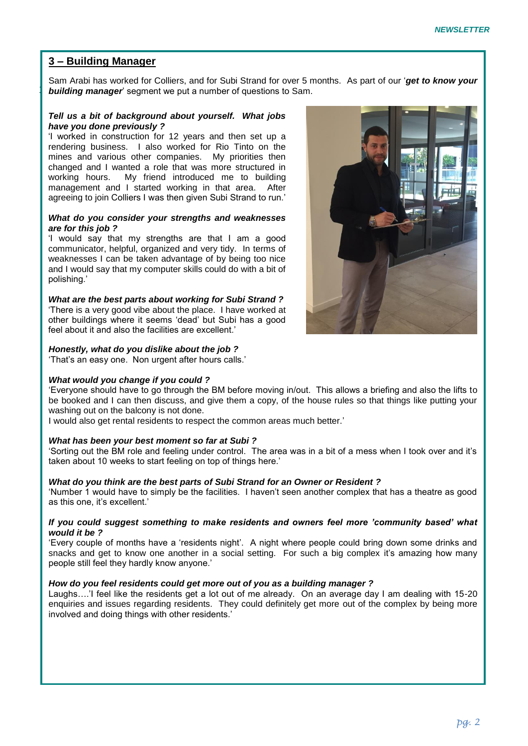## 3 – Building Manager

Sam Arabi has worked for Colliers, and for Subi Strand for over 5 months. As part of our '***get to know your building manager***' segment we put a number of questions to Sam.

***Tell us a bit of background about yourself. What jobs have you done previously ?***

'I worked in construction for 12 years and then set up a rendering business. I also worked for Rio Tinto on the mines and various other companies. My priorities then changed and I wanted a role that was more structured in working hours. My friend introduced me to building management and I started working in that area. After agreeing to join Colliers I was then given Subi Strand to run.'

***What do you consider your strengths and weaknesses are for this job ?***

'I would say that my strengths are that I am a good communicator, helpful, organized and very tidy. In terms of weaknesses I can be taken advantage of by being too nice and I would say that my computer skills could do with a bit of polishing.'

***What are the best parts about working for Subi Strand ?***

'There is a very good vibe about the place. I have worked at other buildings where it seems 'dead' but Subi has a good feel about it and also the facilities are excellent.'

***Honestly, what do you dislike about the job ?***

'That's an easy one. Non urgent after hours calls.'

***What would you change if you could ?***

'Everyone should have to go through the BM before moving in/out. This allows a briefing and also the lifts to be booked and I can then discuss, and give them a copy, of the house rules so that things like putting your washing out on the balcony is not done.

I would also get rental residents to respect the common areas much better.'

***What has been your best moment so far at Subi ?***

'Sorting out the BM role and feeling under control. The area was in a bit of a mess when I took over and it's taken about 10 weeks to start feeling on top of things here.'

***What do you think are the best parts of Subi Strand for an Owner or Resident ?***

'Number 1 would have to simply be the facilities. I haven't seen another complex that has a theatre as good as this one, it's excellent.'

***If you could suggest something to make residents and owners feel more 'community based' what would it be ?***

'Every couple of months have a 'residents night'. A night where people could bring down some drinks and snacks and get to know one another in a social setting. For such a big complex it's amazing how many people still feel they hardly know anyone.'

***How do you feel residents could get more out of you as a building manager ?***

Laughs….'I feel like the residents get a lot out of me already. On an average day I am dealing with 15-20 enquiries and issues regarding residents. They could definitely get more out of the complex by being more involved and doing things with other residents.'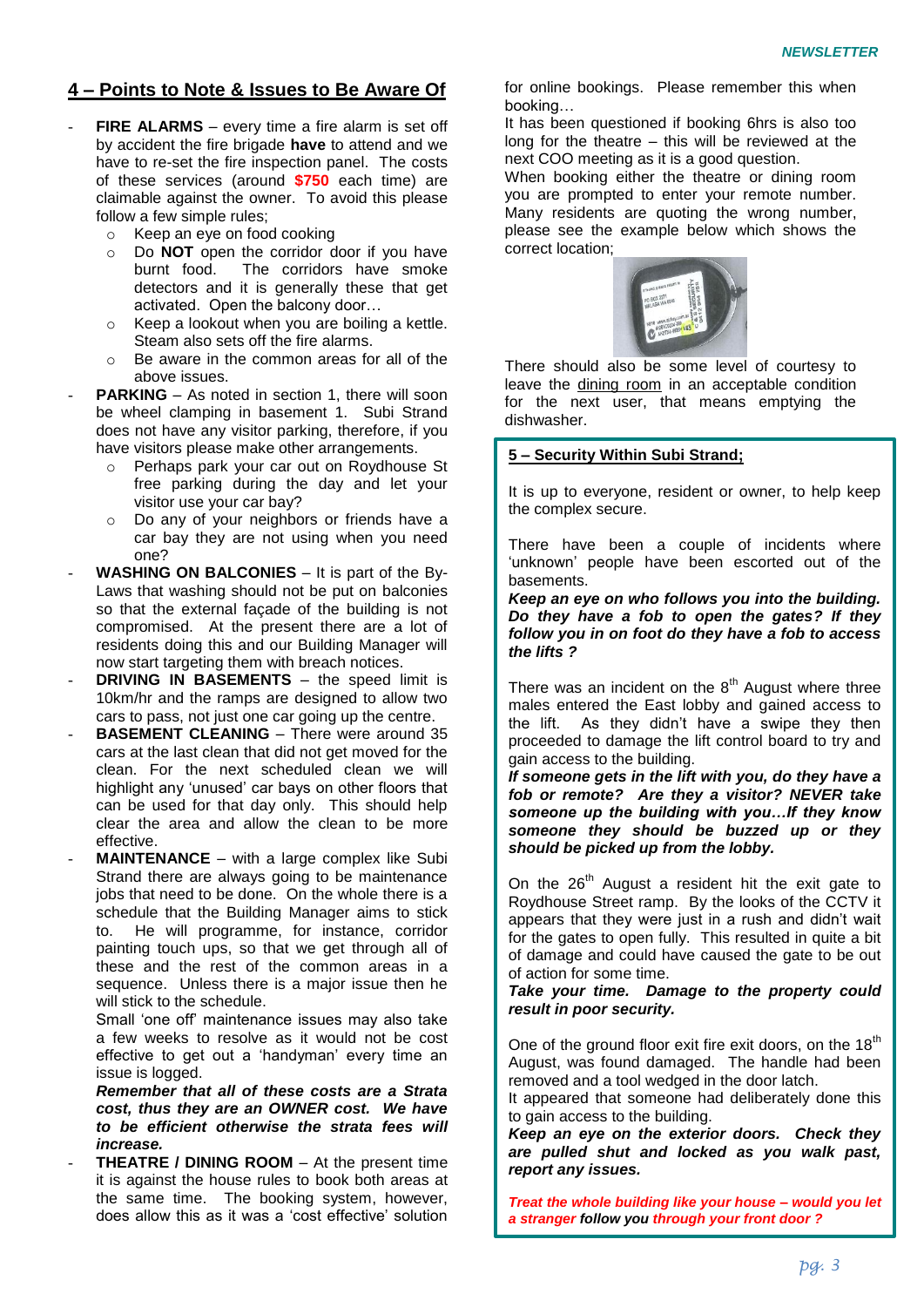## 4 – Points to Note & Issues to Be Aware Of

- **FIRE ALARMS** – every time a fire alarm is set off by accident the fire brigade **have** to attend and we have to re-set the fire inspection panel. The costs of these services (around **$750** each time) are claimable against the owner. To avoid this please follow a few simple rules;
  - Keep an eye on food cooking
  - Do **NOT** open the corridor door if you have burnt food. The corridors have smoke detectors and it is generally these that get activated. Open the balcony door…
  - Keep a lookout when you are boiling a kettle. Steam also sets off the fire alarms.
  - Be aware in the common areas for all of the above issues.
- **PARKING** – As noted in section 1, there will soon be wheel clamping in basement 1. Subi Strand does not have any visitor parking, therefore, if you have visitors please make other arrangements.
  - Perhaps park your car out on Roydhouse St free parking during the day and let your visitor use your car bay?
  - Do any of your neighbors or friends have a car bay they are not using when you need one?
- **WASHING ON BALCONIES** – It is part of the By-Laws that washing should not be put on balconies so that the external façade of the building is not compromised. At the present there are a lot of residents doing this and our Building Manager will now start targeting them with breach notices.
- **DRIVING IN BASEMENTS** – the speed limit is 10km/hr and the ramps are designed to allow two cars to pass, not just one car going up the centre.
- **BASEMENT CLEANING** – There were around 35 cars at the last clean that did not get moved for the clean. For the next scheduled clean we will highlight any 'unused' car bays on other floors that can be used for that day only. This should help clear the area and allow the clean to be more effective.
- **MAINTENANCE** – with a large complex like Subi Strand there are always going to be maintenance jobs that need to be done. On the whole there is a schedule that the Building Manager aims to stick to. He will programme, for instance, corridor painting touch ups, so that we get through all of these and the rest of the common areas in a sequence. Unless there is a major issue then he will stick to the schedule.

  Small 'one off' maintenance issues may also take a few weeks to resolve as it would not be cost effective to get out a 'handyman' every time an issue is logged.

  ***Remember that all of these costs are a Strata cost, thus they are an OWNER cost. We have to be efficient otherwise the strata fees will increase.***
- **THEATRE / DINING ROOM** – At the present time it is against the house rules to book both areas at the same time. The booking system, however, does allow this as it was a 'cost effective' solution for online bookings. Please remember this when booking…

  It has been questioned if booking 6hrs is also too long for the theatre – this will be reviewed at the next COO meeting as it is a good question.

  When booking either the theatre or dining room you are prompted to enter your remote number. Many residents are quoting the wrong number, please see the example below which shows the correct location;

  There should also be some level of courtesy to leave the dining room in an acceptable condition for the next user, that means emptying the dishwasher.

## 5 – Security Within Subi Strand;

It is up to everyone, resident or owner, to help keep the complex secure.

There have been a couple of incidents where 'unknown' people have been escorted out of the basements.

***Keep an eye on who follows you into the building. Do they have a fob to open the gates? If they follow you in on foot do they have a fob to access the lifts ?***

There was an incident on the 8th August where three males entered the East lobby and gained access to the lift. As they didn't have a swipe they then proceeded to damage the lift control board to try and gain access to the building.

***If someone gets in the lift with you, do they have a fob or remote? Are they a visitor? NEVER take someone up the building with you…If they know someone they should be buzzed up or they should be picked up from the lobby.***

On the 26th August a resident hit the exit gate to Roydhouse Street ramp. By the looks of the CCTV it appears that they were just in a rush and didn't wait for the gates to open fully. This resulted in quite a bit of damage and could have caused the gate to be out of action for some time.

***Take your time. Damage to the property could result in poor security.***

One of the ground floor exit fire exit doors, on the 18th August, was found damaged. The handle had been removed and a tool wedged in the door latch.

It appeared that someone had deliberately done this to gain access to the building.

***Keep an eye on the exterior doors. Check they are pulled shut and locked as you walk past, report any issues.***

***Treat the whole building like your house – would you let a stranger follow you through your front door ?***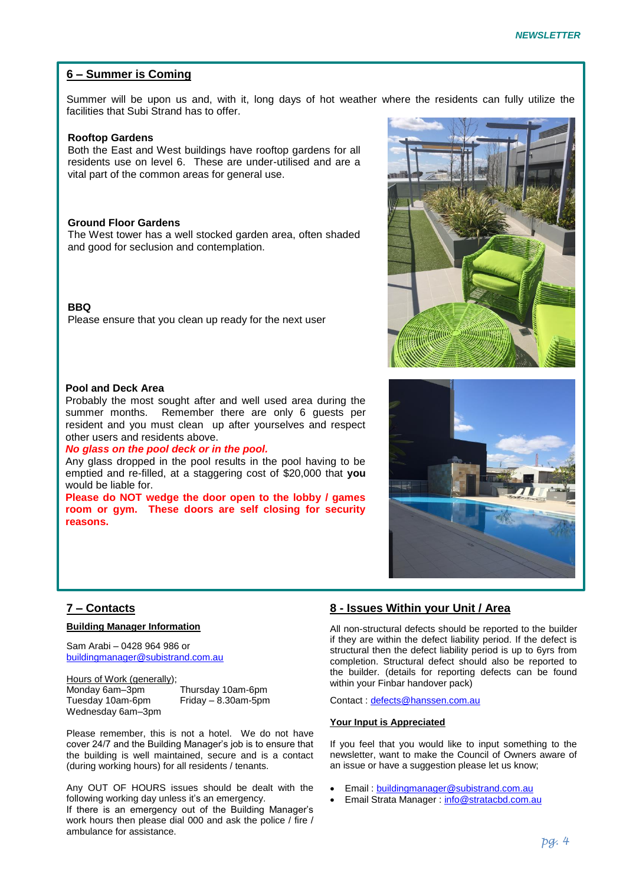## 6 – Summer is Coming

Summer will be upon us and, with it, long days of hot weather where the residents can fully utilize the facilities that Subi Strand has to offer.

**Rooftop Gardens**
Both the East and West buildings have rooftop gardens for all residents use on level 6. These are under-utilised and are a vital part of the common areas for general use.

**Ground Floor Gardens**
The West tower has a well stocked garden area, often shaded and good for seclusion and contemplation.

**BBQ**
Please ensure that you clean up ready for the next user

**Pool and Deck Area**
Probably the most sought after and well used area during the summer months. Remember there are only 6 guests per resident and you must clean up after yourselves and respect other users and residents above.

***No glass on the pool deck or in the pool.***

Any glass dropped in the pool results in the pool having to be emptied and re-filled, at a staggering cost of $20,000 that **you** would be liable for.

**Please do NOT wedge the door open to the lobby / games room or gym. These doors are self closing for security reasons.**

## 7 – Contacts

**Building Manager Information**

Sam Arabi – 0428 964 986 or
buildingmanager@subistrand.com.au

Hours of Work (generally);

| | |
|---|---|
| Monday 6am–3pm | Thursday 10am-6pm |
| Tuesday 10am-6pm | Friday – 8.30am-5pm |
| Wednesday 6am–3pm | |

Please remember, this is not a hotel. We do not have cover 24/7 and the Building Manager's job is to ensure that the building is well maintained, secure and is a contact (during working hours) for all residents / tenants.

Any OUT OF HOURS issues should be dealt with the following working day unless it's an emergency.
If there is an emergency out of the Building Manager's work hours then please dial 000 and ask the police / fire / ambulance for assistance.

## 8 - Issues Within your Unit / Area

All non-structural defects should be reported to the builder if they are within the defect liability period. If the defect is structural then the defect liability period is up to 6yrs from completion. Structural defect should also be reported to the builder. (details for reporting defects can be found within your Finbar handover pack)

Contact : defects@hanssen.com.au

**Your Input is Appreciated**

If you feel that you would like to input something to the newsletter, want to make the Council of Owners aware of an issue or have a suggestion please let us know;

- Email : buildingmanager@subistrand.com.au
- Email Strata Manager : info@stratacbd.com.au